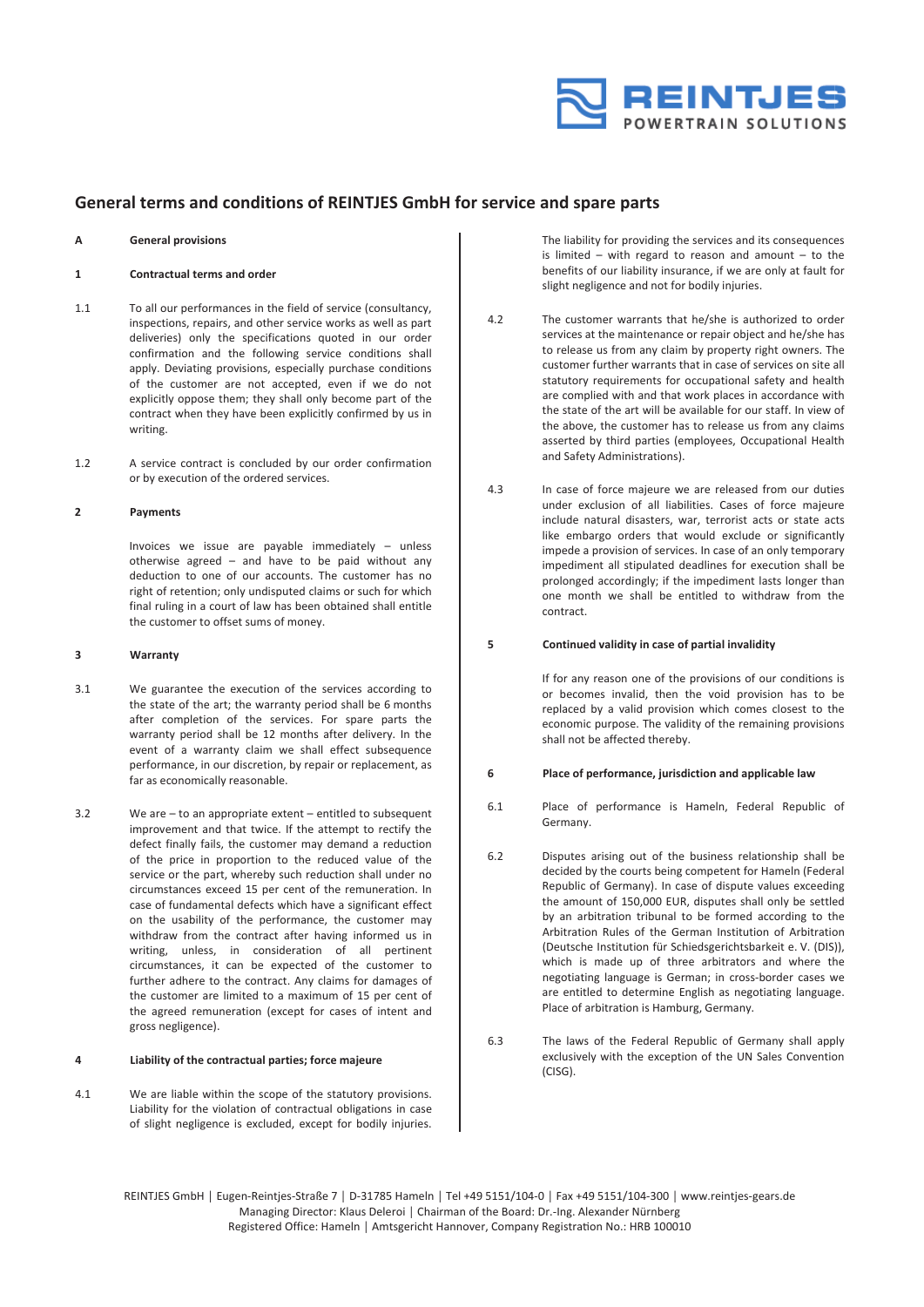# General terms and conditions of REINTJES GmbH for service and spare parts

## A General provisions

### 1 Contractual terms and order

1.1 To all our performances in the field of service (consultancy, inspections, repairs, and other service works as well as part deliveries) only the specifications quoted in our order confirmation and the following service conditions shall apply. Deviating provisions, especially purchase conditions of the customer are not accepted, even if we do not explicitly oppose them; they shall only become part of the contract when they have been explicitly confirmed by us in writing.

1.2 A service contract is concluded by our order confirmation or by execution of the ordered services.

### 2 Payments

Invoices we issue are payable immediately – unless otherwise agreed – and have to be paid without any deduction to one of our accounts. The customer has no right of retention; only undisputed claims or such for which final ruling in a court of law has been obtained shall entitle the customer to offset sums of money.

### 3 Warranty

3.1 We guarantee the execution of the services according to the state of the art; the warranty period shall be 6 months after completion of the services. For spare parts the warranty period shall be 12 months after delivery. In the event of a warranty claim we shall effect subsequence performance, in our discretion, by repair or replacement, as far as economically reasonable.

3.2 We are – to an appropriate extent – entitled to subsequent improvement and that twice. If the attempt to rectify the defect finally fails, the customer may demand a reduction of the price in proportion to the reduced value of the service or the part, whereby such reduction shall under no circumstances exceed 15 per cent of the remuneration. In case of fundamental defects which have a significant effect on the usability of the performance, the customer may withdraw from the contract after having informed us in writing, unless, in consideration of all pertinent circumstances, it can be expected of the customer to further adhere to the contract. Any claims for damages of the customer are limited to a maximum of 15 per cent of the agreed remuneration (except for cases of intent and gross negligence).

### 4 Liability of the contractual parties; force majeure

4.1 We are liable within the scope of the statutory provisions. Liability for the violation of contractual obligations in case of slight negligence is excluded, except for bodily injuries. The liability for providing the services and its consequences is limited – with regard to reason and amount – to the benefits of our liability insurance, if we are only at fault for slight negligence and not for bodily injuries.

4.2 The customer warrants that he/she is authorized to order services at the maintenance or repair object and he/she has to release us from any claim by property right owners. The customer further warrants that in case of services on site all statutory requirements for occupational safety and health are complied with and that work places in accordance with the state of the art will be available for our staff. In view of the above, the customer has to release us from any claims asserted by third parties (employees, Occupational Health and Safety Administrations).

4.3 In case of force majeure we are released from our duties under exclusion of all liabilities. Cases of force majeure include natural disasters, war, terrorist acts or state acts like embargo orders that would exclude or significantly impede a provision of services. In case of an only temporary impediment all stipulated deadlines for execution shall be prolonged accordingly; if the impediment lasts longer than one month we shall be entitled to withdraw from the contract.

### 5 Continued validity in case of partial invalidity

If for any reason one of the provisions of our conditions is or becomes invalid, then the void provision has to be replaced by a valid provision which comes closest to the economic purpose. The validity of the remaining provisions shall not be affected thereby.

### 6 Place of performance, jurisdiction and applicable law

6.1 Place of performance is Hameln, Federal Republic of Germany.

6.2 Disputes arising out of the business relationship shall be decided by the courts being competent for Hameln (Federal Republic of Germany). In case of dispute values exceeding the amount of 150,000 EUR, disputes shall only be settled by an arbitration tribunal to be formed according to the Arbitration Rules of the German Institution of Arbitration (Deutsche Institution für Schiedsgerichtsbarkeit e. V. (DIS)), which is made up of three arbitrators and where the negotiating language is German; in cross-border cases we are entitled to determine English as negotiating language. Place of arbitration is Hamburg, Germany.

6.3 The laws of the Federal Republic of Germany shall apply exclusively with the exception of the UN Sales Convention (CISG).

REINTJES GmbH | Eugen-Reintjes-Straße 7 | D-31785 Hameln | Tel +49 5151/104-0 | Fax +49 5151/104-300 | www.reintjes-gears.de
Managing Director: Klaus Deleroi | Chairman of the Board: Dr.-Ing. Alexander Nürnberg
Registered Office: Hameln | Amtsgericht Hannover, Company Registration No.: HRB 100010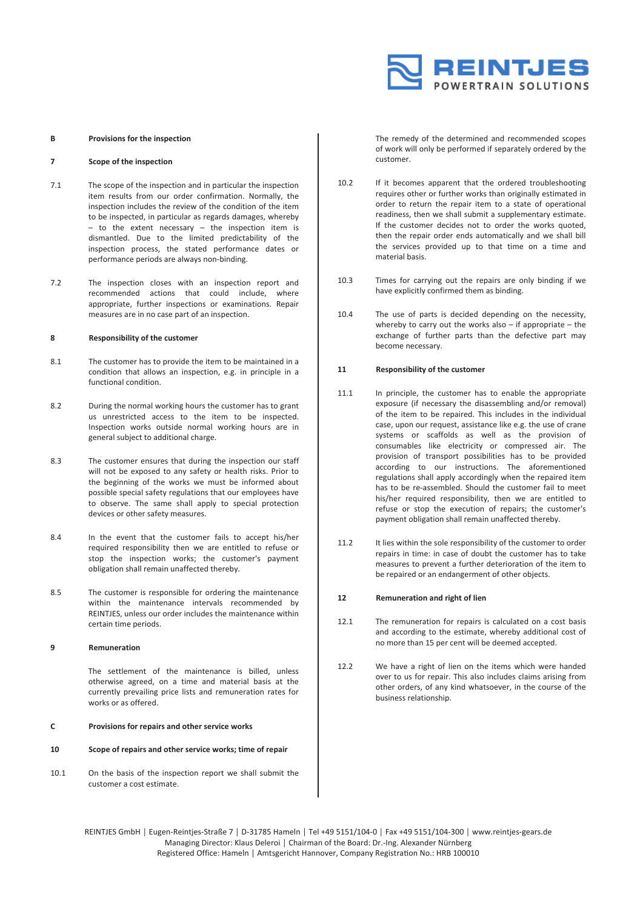## B Provisions for the inspection

### 7 Scope of the inspection

7.1 The scope of the inspection and in particular the inspection item results from our order confirmation. Normally, the inspection includes the review of the condition of the item to be inspected, in particular as regards damages, whereby – to the extent necessary – the inspection item is dismantled. Due to the limited predictability of the inspection process, the stated performance dates or performance periods are always non-binding.

7.2 The inspection closes with an inspection report and recommended actions that could include, where appropriate, further inspections or examinations. Repair measures are in no case part of an inspection.

### 8 Responsibility of the customer

8.1 The customer has to provide the item to be maintained in a condition that allows an inspection, e.g. in principle in a functional condition.

8.2 During the normal working hours the customer has to grant us unrestricted access to the item to be inspected. Inspection works outside normal working hours are in general subject to additional charge.

8.3 The customer ensures that during the inspection our staff will not be exposed to any safety or health risks. Prior to the beginning of the works we must be informed about possible special safety regulations that our employees have to observe. The same shall apply to special protection devices or other safety measures.

8.4 In the event that the customer fails to accept his/her required responsibility then we are entitled to refuse or stop the inspection works; the customer's payment obligation shall remain unaffected thereby.

8.5 The customer is responsible for ordering the maintenance within the maintenance intervals recommended by REINTJES, unless our order includes the maintenance within certain time periods.

### 9 Remuneration

The settlement of the maintenance is billed, unless otherwise agreed, on a time and material basis at the currently prevailing price lists and remuneration rates for works or as offered.

## C Provisions for repairs and other service works

### 10 Scope of repairs and other service works; time of repair

10.1 On the basis of the inspection report we shall submit the customer a cost estimate.

The remedy of the determined and recommended scopes of work will only be performed if separately ordered by the customer.

10.2 If it becomes apparent that the ordered troubleshooting requires other or further works than originally estimated in order to return the repair item to a state of operational readiness, then we shall submit a supplementary estimate. If the customer decides not to order the works quoted, then the repair order ends automatically and we shall bill the services provided up to that time on a time and material basis.

10.3 Times for carrying out the repairs are only binding if we have explicitly confirmed them as binding.

10.4 The use of parts is decided depending on the necessity, whereby to carry out the works also – if appropriate – the exchange of further parts than the defective part may become necessary.

### 11 Responsibility of the customer

11.1 In principle, the customer has to enable the appropriate exposure (if necessary the disassembling and/or removal) of the item to be repaired. This includes in the individual case, upon our request, assistance like e.g. the use of crane systems or scaffolds as well as the provision of consumables like electricity or compressed air. The provision of transport possibilities has to be provided according to our instructions. The aforementioned regulations shall apply accordingly when the repaired item has to be re-assembled. Should the customer fail to meet his/her required responsibility, then we are entitled to refuse or stop the execution of repairs; the customer's payment obligation shall remain unaffected thereby.

11.2 It lies within the sole responsibility of the customer to order repairs in time: in case of doubt the customer has to take measures to prevent a further deterioration of the item to be repaired or an endangerment of other objects.

### 12 Remuneration and right of lien

12.1 The remuneration for repairs is calculated on a cost basis and according to the estimate, whereby additional cost of no more than 15 per cent will be deemed accepted.

12.2 We have a right of lien on the items which were handed over to us for repair. This also includes claims arising from other orders, of any kind whatsoever, in the course of the business relationship.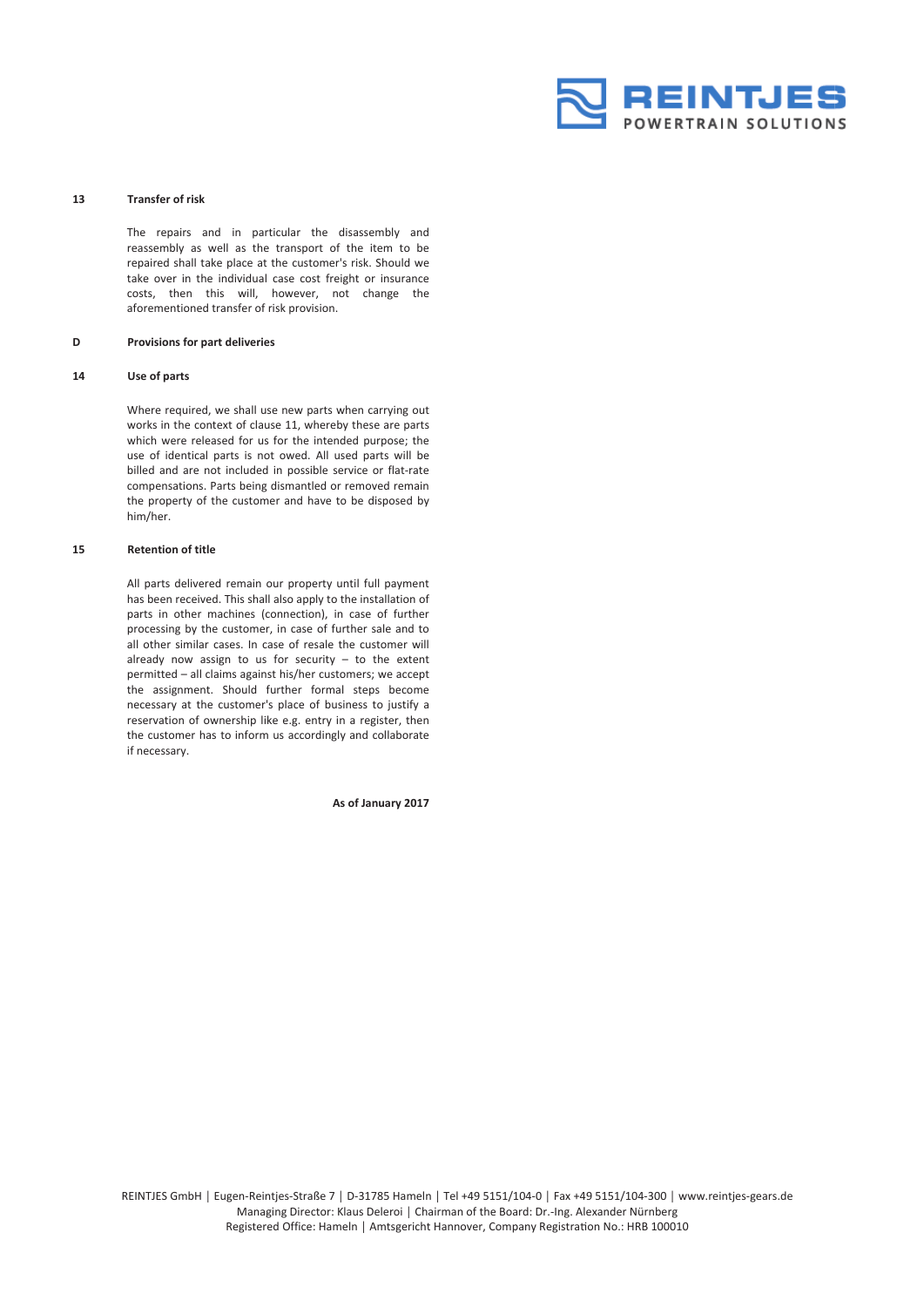## 13 Transfer of risk

The repairs and in particular the disassembly and reassembly as well as the transport of the item to be repaired shall take place at the customer's risk. Should we take over in the individual case cost freight or insurance costs, then this will, however, not change the aforementioned transfer of risk provision.

# D Provisions for part deliveries

## 14 Use of parts

Where required, we shall use new parts when carrying out works in the context of clause 11, whereby these are parts which were released for us for the intended purpose; the use of identical parts is not owed. All used parts will be billed and are not included in possible service or flat-rate compensations. Parts being dismantled or removed remain the property of the customer and have to be disposed by him/her.

## 15 Retention of title

All parts delivered remain our property until full payment has been received. This shall also apply to the installation of parts in other machines (connection), in case of further processing by the customer, in case of further sale and to all other similar cases. In case of resale the customer will already now assign to us for security – to the extent permitted – all claims against his/her customers; we accept the assignment. Should further formal steps become necessary at the customer's place of business to justify a reservation of ownership like e.g. entry in a register, then the customer has to inform us accordingly and collaborate if necessary.

**As of January 2017**